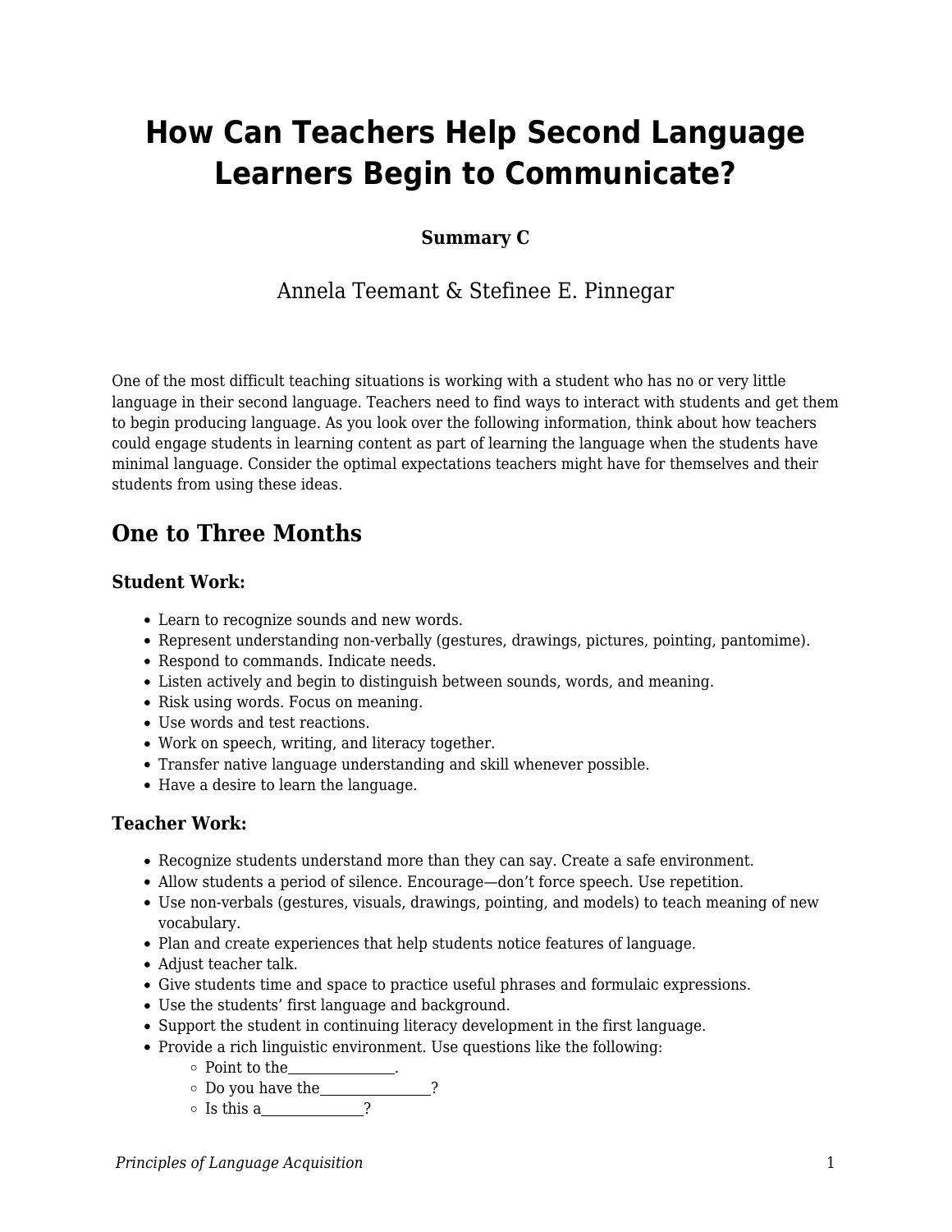# How Can Teachers Help Second Language Learners Begin to Communicate?

**Summary C**

Annela Teemant & Stefinee E. Pinnegar

One of the most difficult teaching situations is working with a student who has no or very little language in their second language. Teachers need to find ways to interact with students and get them to begin producing language. As you look over the following information, think about how teachers could engage students in learning content as part of learning the language when the students have minimal language. Consider the optimal expectations teachers might have for themselves and their students from using these ideas.

## One to Three Months

### Student Work:

- Learn to recognize sounds and new words.
- Represent understanding non-verbally (gestures, drawings, pictures, pointing, pantomime).
- Respond to commands. Indicate needs.
- Listen actively and begin to distinguish between sounds, words, and meaning.
- Risk using words. Focus on meaning.
- Use words and test reactions.
- Work on speech, writing, and literacy together.
- Transfer native language understanding and skill whenever possible.
- Have a desire to learn the language.

### Teacher Work:

- Recognize students understand more than they can say. Create a safe environment.
- Allow students a period of silence. Encourage—don't force speech. Use repetition.
- Use non-verbals (gestures, visuals, drawings, pointing, and models) to teach meaning of new vocabulary.
- Plan and create experiences that help students notice features of language.
- Adjust teacher talk.
- Give students time and space to practice useful phrases and formulaic expressions.
- Use the students' first language and background.
- Support the student in continuing literacy development in the first language.
- Provide a rich linguistic environment. Use questions like the following:
  - Point to the_______________.
  - Do you have the_______________?
  - Is this a______________?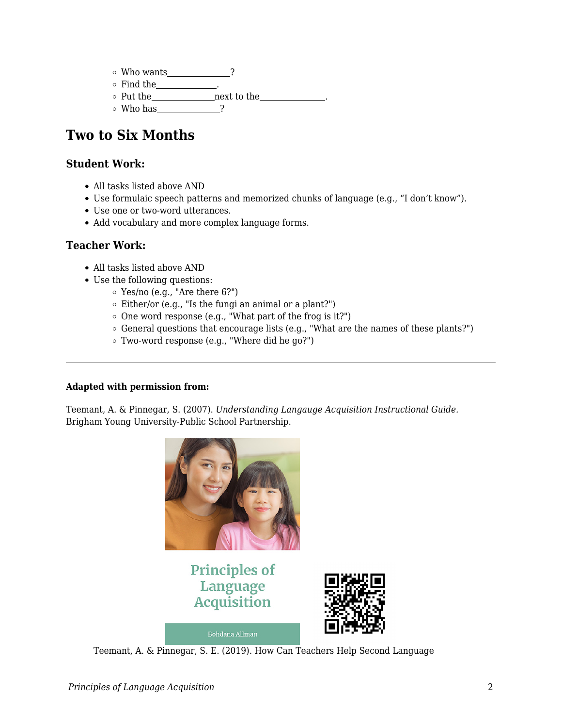- Who wants______________?
- Find the______________.
- Put the______________next to the_______________.
- Who has______________?

## Two to Six Months

### Student Work:

- All tasks listed above AND
- Use formulaic speech patterns and memorized chunks of language (e.g., “I don’t know”).
- Use one or two-word utterances.
- Add vocabulary and more complex language forms.

### Teacher Work:

- All tasks listed above AND
- Use the following questions:
  - Yes/no (e.g., "Are there 6?")
  - Either/or (e.g., "Is the fungi an animal or a plant?")
  - One word response (e.g., "What part of the frog is it?")
  - General questions that encourage lists (e.g., "What are the names of these plants?")
  - Two-word response (e.g., "Where did he go?")

---

**Adapted with permission from:**

Teemant, A. & Pinnegar, S. (2007). *Understanding Langauge Acquisition Instructional Guide.* Brigham Young University-Public School Partnership.

Principles of Language Acquisition

Bohdana Allman

Teemant, A. & Pinnegar, S. E. (2019). How Can Teachers Help Second Language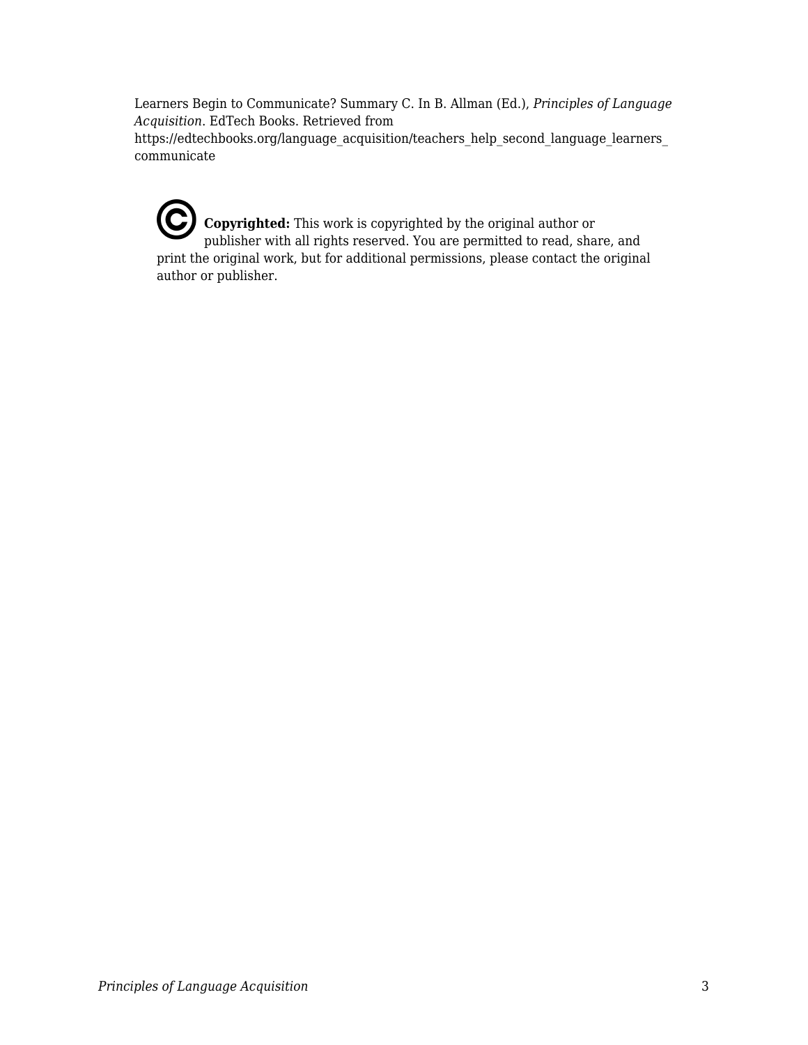Learners Begin to Communicate? Summary C. In B. Allman (Ed.), *Principles of Language Acquisition*. EdTech Books. Retrieved from https://edtechbooks.org/language_acquisition/teachers_help_second_language_learners_communicate

**Copyrighted:** This work is copyrighted by the original author or publisher with all rights reserved. You are permitted to read, share, and print the original work, but for additional permissions, please contact the original author or publisher.